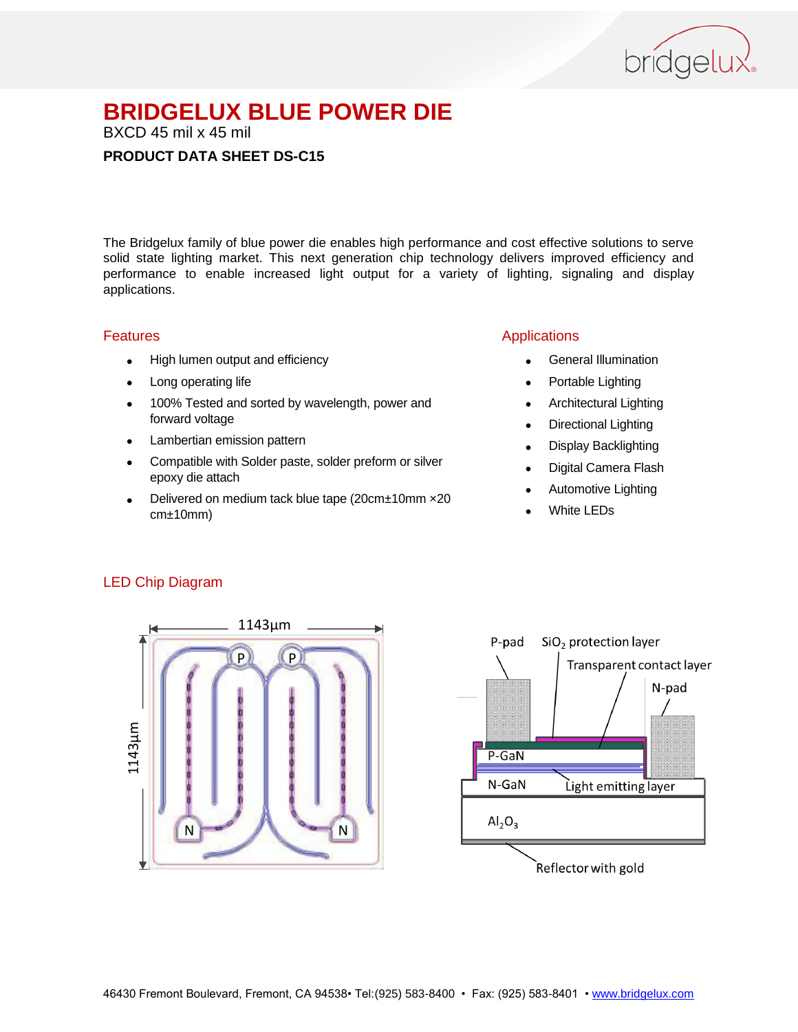# BRIDGELUX BLUE POWER DIE

BXCD 45 mil x 45 mil

**PRODUCT DATA SHEET DS-C15**

The Bridgelux family of blue power die enables high performance and cost effective solutions to serve solid state lighting market. This next generation chip technology delivers improved efficiency and performance to enable increased light output for a variety of lighting, signaling and display applications.

## Features

- High lumen output and efficiency
- Long operating life
- 100% Tested and sorted by wavelength, power and forward voltage
- Lambertian emission pattern
- Compatible with Solder paste, solder preform or silver epoxy die attach
- Delivered on medium tack blue tape (20cm±10mm ×20 cm±10mm)

## Applications

- General Illumination
- Portable Lighting
- Architectural Lighting
- Directional Lighting
- Display Backlighting
- Digital Camera Flash
- Automotive Lighting
- White LEDs

## LED Chip Diagram

1143µm

1143µm

P P N N

P-pad, $SiO_2$ protection layer, Transparent contact layer, N-pad, P-GaN, N-GaN, Light emitting layer, $Al_2O_3$, Reflector with gold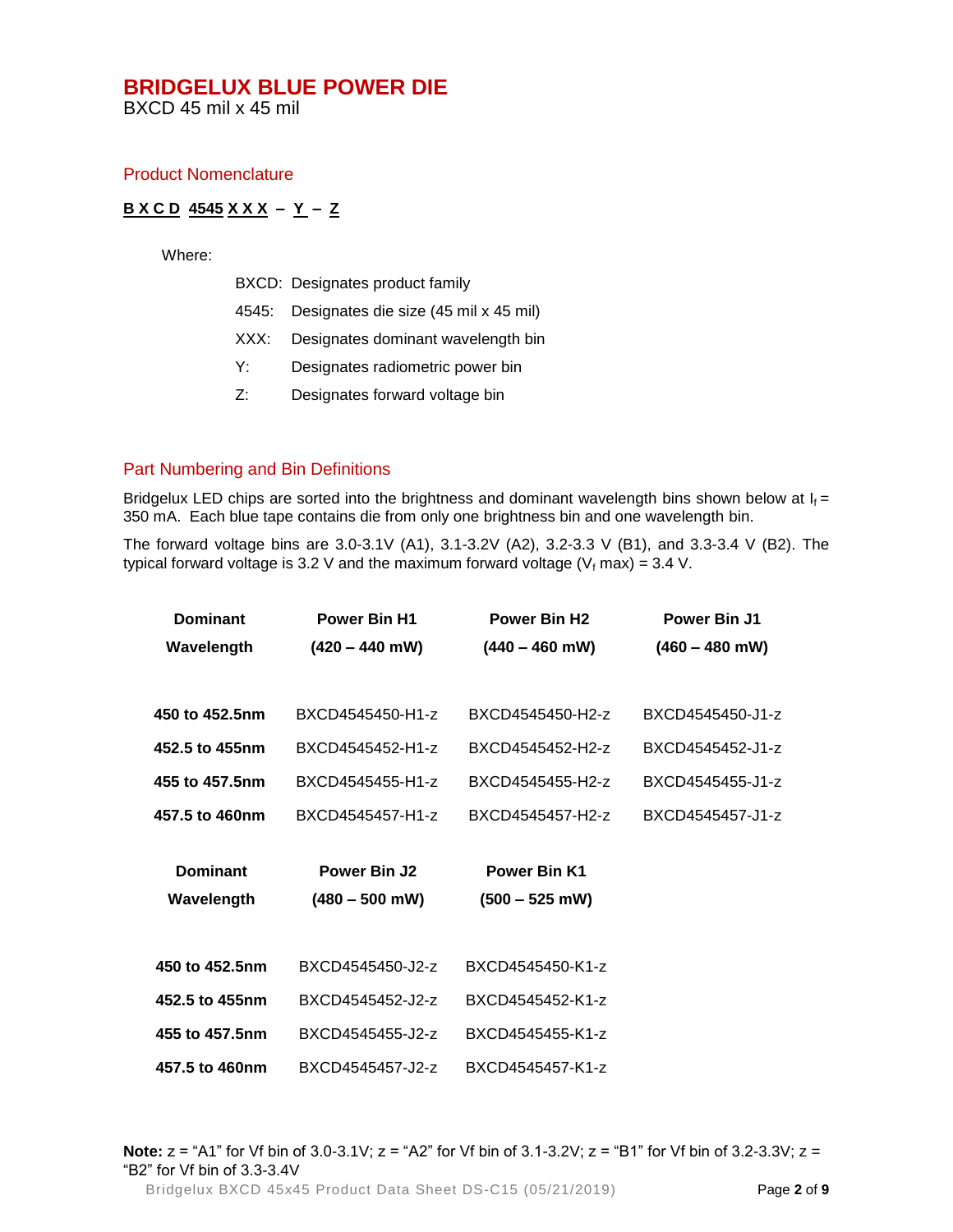# BRIDGELUX BLUE POWER DIE

BXCD 45 mil x 45 mil

## Product Nomenclature

**B X C D 4545 X X X – Y – Z**

Where:

BXCD: Designates product family

4545: Designates die size (45 mil x 45 mil)

XXX: Designates dominant wavelength bin

Y: Designates radiometric power bin

Z: Designates forward voltage bin

## Part Numbering and Bin Definitions

Bridgelux LED chips are sorted into the brightness and dominant wavelength bins shown below at $I_f$ = 350 mA. Each blue tape contains die from only one brightness bin and one wavelength bin.

The forward voltage bins are 3.0-3.1V (A1), 3.1-3.2V (A2), 3.2-3.3 V (B1), and 3.3-3.4 V (B2). The typical forward voltage is 3.2 V and the maximum forward voltage ($V_f$ max) = 3.4 V.

| Dominant Wavelength | Power Bin H1 (420 – 440 mW) | Power Bin H2 (440 – 460 mW) | Power Bin J1 (460 – 480 mW) |
|---|---|---|---|
| **450 to 452.5nm** | BXCD4545450-H1-z | BXCD4545450-H2-z | BXCD4545450-J1-z |
| **452.5 to 455nm** | BXCD4545452-H1-z | BXCD4545452-H2-z | BXCD4545452-J1-z |
| **455 to 457.5nm** | BXCD4545455-H1-z | BXCD4545455-H2-z | BXCD4545455-J1-z |
| **457.5 to 460nm** | BXCD4545457-H1-z | BXCD4545457-H2-z | BXCD4545457-J1-z |

| Dominant Wavelength | Power Bin J2 (480 – 500 mW) | Power Bin K1 (500 – 525 mW) |
|---|---|---|
| **450 to 452.5nm** | BXCD4545450-J2-z | BXCD4545450-K1-z |
| **452.5 to 455nm** | BXCD4545452-J2-z | BXCD4545452-K1-z |
| **455 to 457.5nm** | BXCD4545455-J2-z | BXCD4545455-K1-z |
| **457.5 to 460nm** | BXCD4545457-J2-z | BXCD4545457-K1-z |

**Note:** z = "A1" for Vf bin of 3.0-3.1V; z = "A2" for Vf bin of 3.1-3.2V; z = "B1" for Vf bin of 3.2-3.3V; z = "B2" for Vf bin of 3.3-3.4V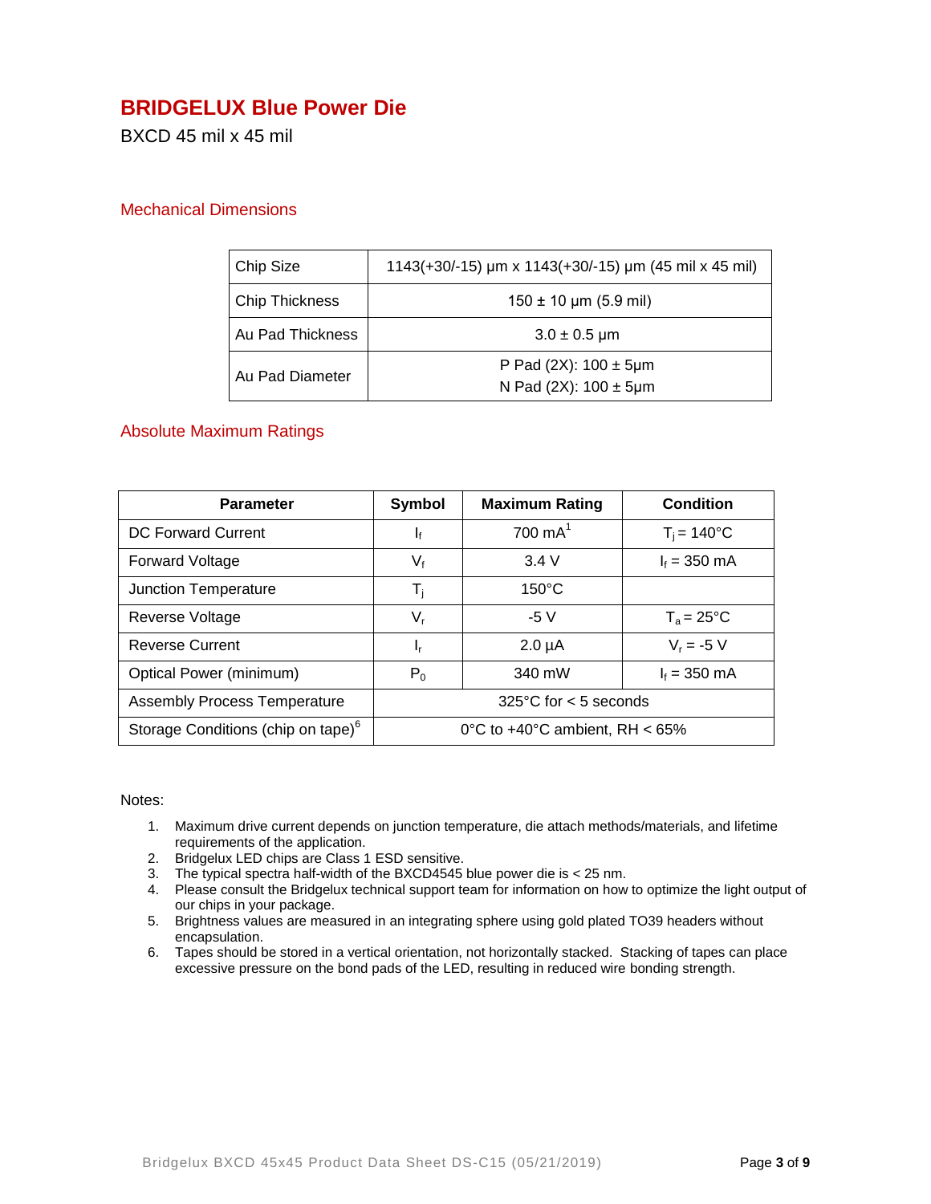# BRIDGELUX Blue Power Die

BXCD 45 mil x 45 mil

## Mechanical Dimensions

| | |
|---|---|
| Chip Size | 1143(+30/-15) µm x 1143(+30/-15) µm (45 mil x 45 mil) |
| Chip Thickness | 150 ± 10 µm (5.9 mil) |
| Au Pad Thickness | 3.0 ± 0.5 µm |
| Au Pad Diameter | P Pad (2X): 100 ± 5µm<br>N Pad (2X): 100 ± 5µm |

## Absolute Maximum Ratings

| Parameter | Symbol | Maximum Rating | Condition |
|---|---|---|---|
| DC Forward Current | $I_f$ | 700 mA[1] | $T_j$ = 140°C |
| Forward Voltage | $V_f$ | 3.4 V | $I_f$ = 350 mA |
| Junction Temperature | $T_j$ | 150°C | |
| Reverse Voltage | $V_r$ | -5 V | $T_a$ = 25°C |
| Reverse Current | $I_r$ | 2.0 µA | $V_r$ = -5 V |
| Optical Power (minimum) | $P_0$ | 340 mW | $I_f$ = 350 mA |
| Assembly Process Temperature | 325°C for < 5 seconds | | |
| Storage Conditions (chip on tape)[6] | 0°C to +40°C ambient, RH < 65% | | |

Notes:

1. Maximum drive current depends on junction temperature, die attach methods/materials, and lifetime requirements of the application.
2. Bridgelux LED chips are Class 1 ESD sensitive.
3. The typical spectra half-width of the BXCD4545 blue power die is < 25 nm.
4. Please consult the Bridgelux technical support team for information on how to optimize the light output of our chips in your package.
5. Brightness values are measured in an integrating sphere using gold plated TO39 headers without encapsulation.
6. Tapes should be stored in a vertical orientation, not horizontally stacked. Stacking of tapes can place excessive pressure on the bond pads of the LED, resulting in reduced wire bonding strength.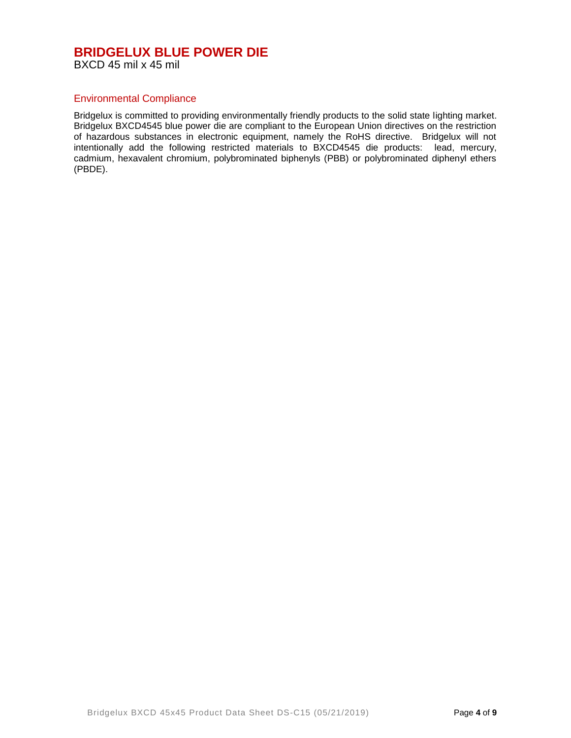# BRIDGELUX BLUE POWER DIE

BXCD 45 mil x 45 mil

## Environmental Compliance

Bridgelux is committed to providing environmentally friendly products to the solid state lighting market. Bridgelux BXCD4545 blue power die are compliant to the European Union directives on the restriction of hazardous substances in electronic equipment, namely the RoHS directive. Bridgelux will not intentionally add the following restricted materials to BXCD4545 die products: lead, mercury, cadmium, hexavalent chromium, polybrominated biphenyls (PBB) or polybrominated diphenyl ethers (PBDE).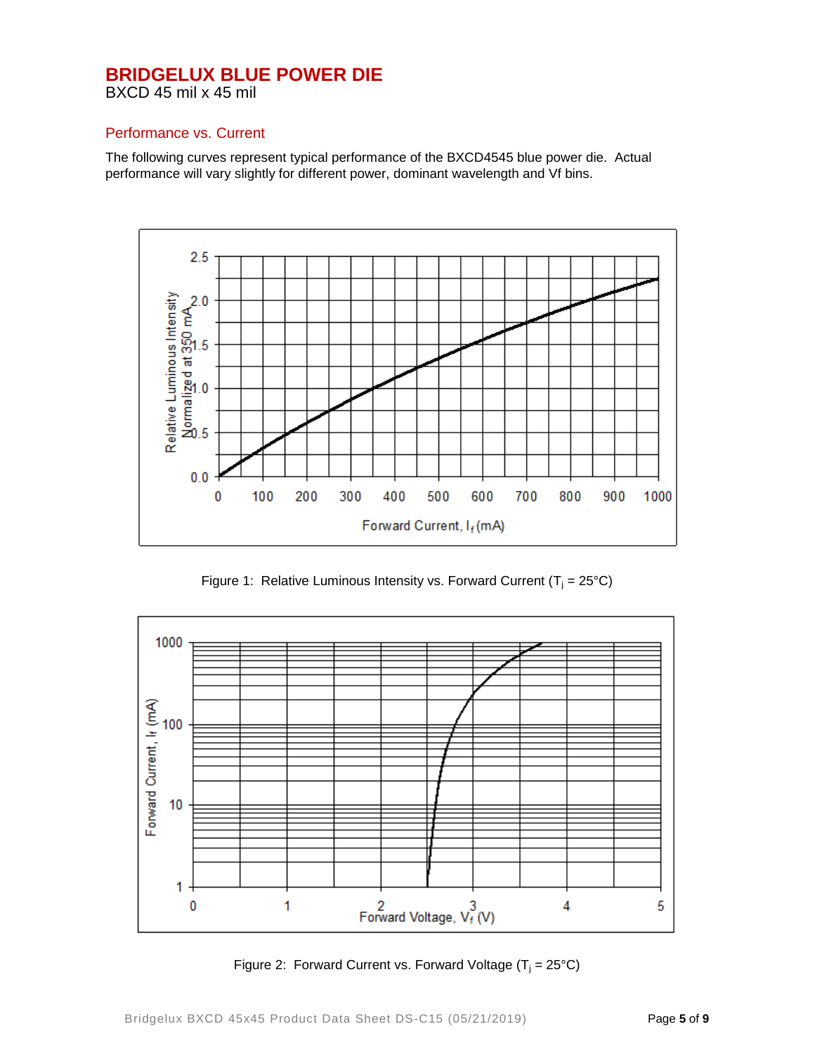# BRIDGELUX BLUE POWER DIE

BXCD 45 mil x 45 mil

## Performance vs. Current

The following curves represent typical performance of the BXCD4545 blue power die. Actual performance will vary slightly for different power, dominant wavelength and Vf bins.

Figure 1: Relative Luminous Intensity vs. Forward Current ($T_j$ = 25°C)

Figure 2: Forward Current vs. Forward Voltage ($T_j$ = 25°C)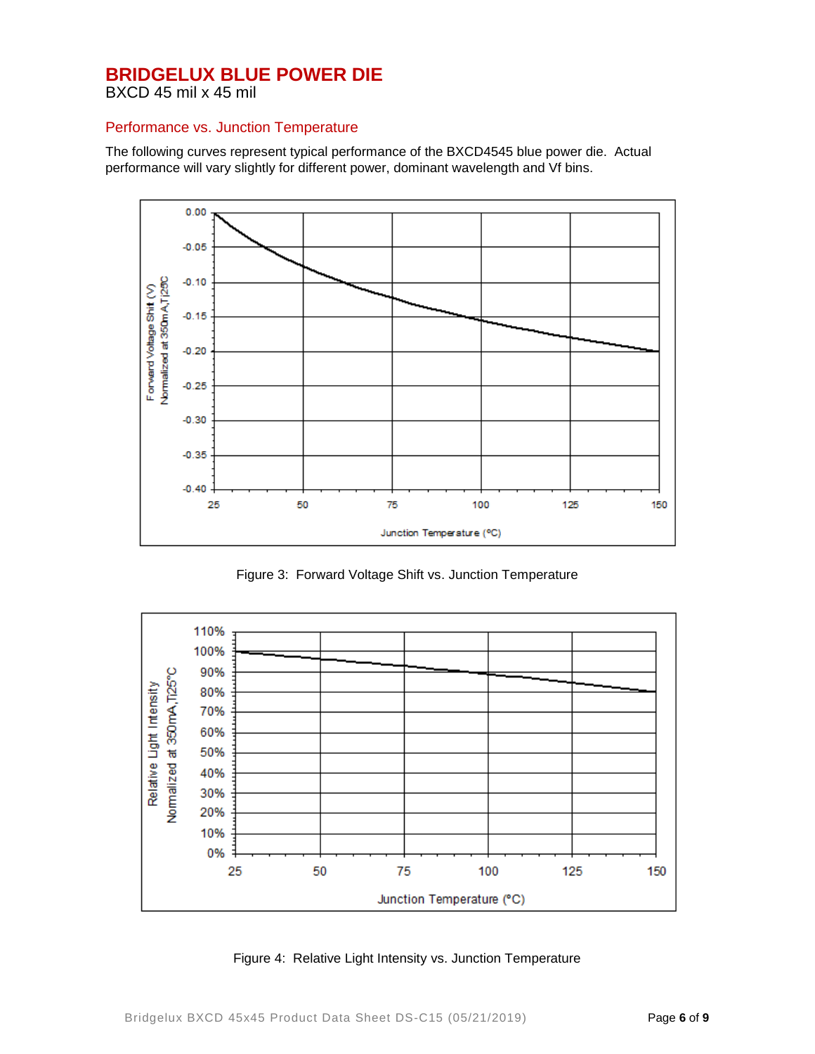# BRIDGELUX BLUE POWER DIE

BXCD 45 mil x 45 mil

## Performance vs. Junction Temperature

The following curves represent typical performance of the BXCD4545 blue power die. Actual performance will vary slightly for different power, dominant wavelength and Vf bins.

Figure 3: Forward Voltage Shift vs. Junction Temperature

Figure 4: Relative Light Intensity vs. Junction Temperature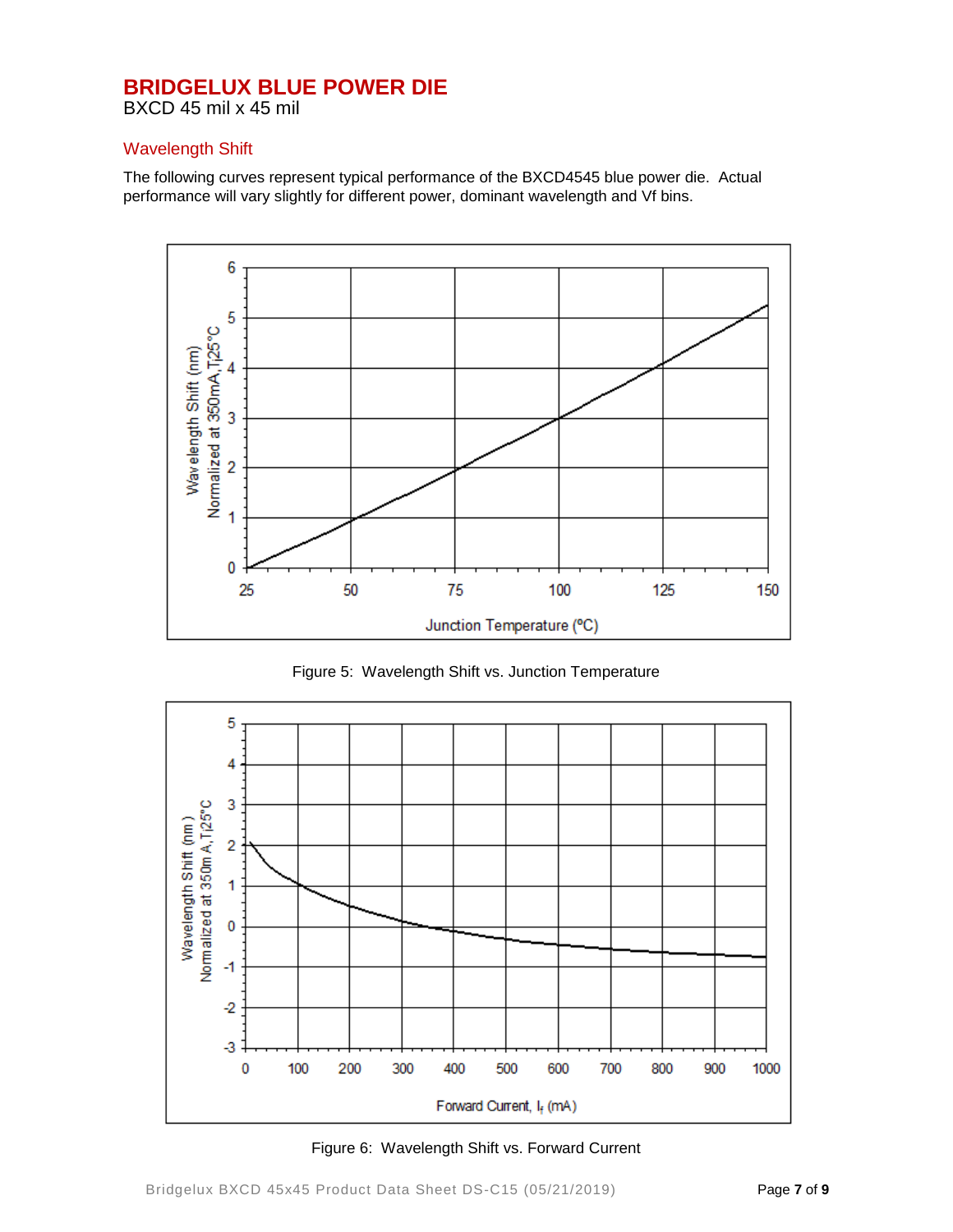# BRIDGELUX BLUE POWER DIE

BXCD 45 mil x 45 mil

## Wavelength Shift

The following curves represent typical performance of the BXCD4545 blue power die. Actual performance will vary slightly for different power, dominant wavelength and Vf bins.

Figure 5: Wavelength Shift vs. Junction Temperature

Figure 6: Wavelength Shift vs. Forward Current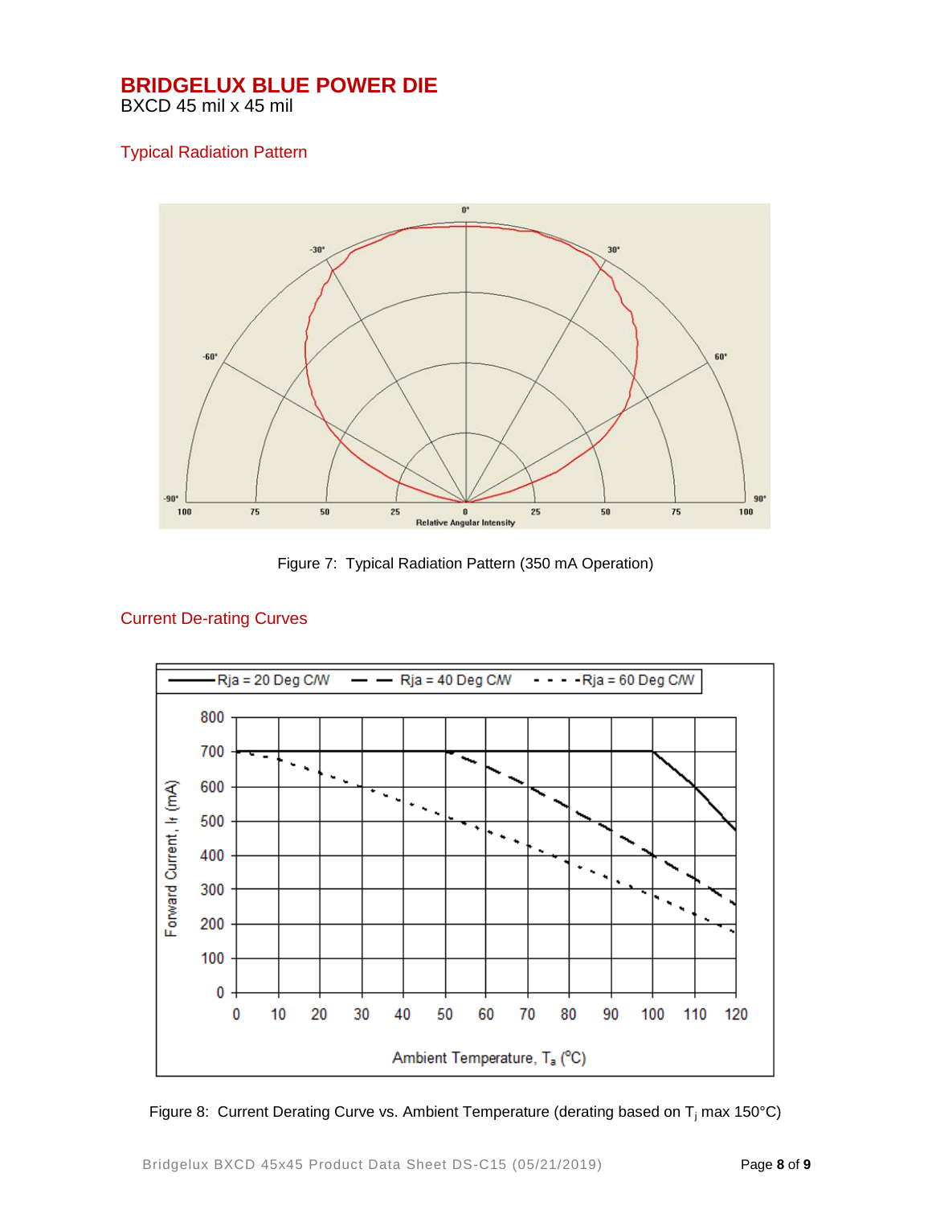# BRIDGELUX BLUE POWER DIE

BXCD 45 mil x 45 mil

## Typical Radiation Pattern

Figure 7: Typical Radiation Pattern (350 mA Operation)

## Current De-rating Curves

Figure 8: Current Derating Curve vs. Ambient Temperature (derating based on $T_j$ max 150°C)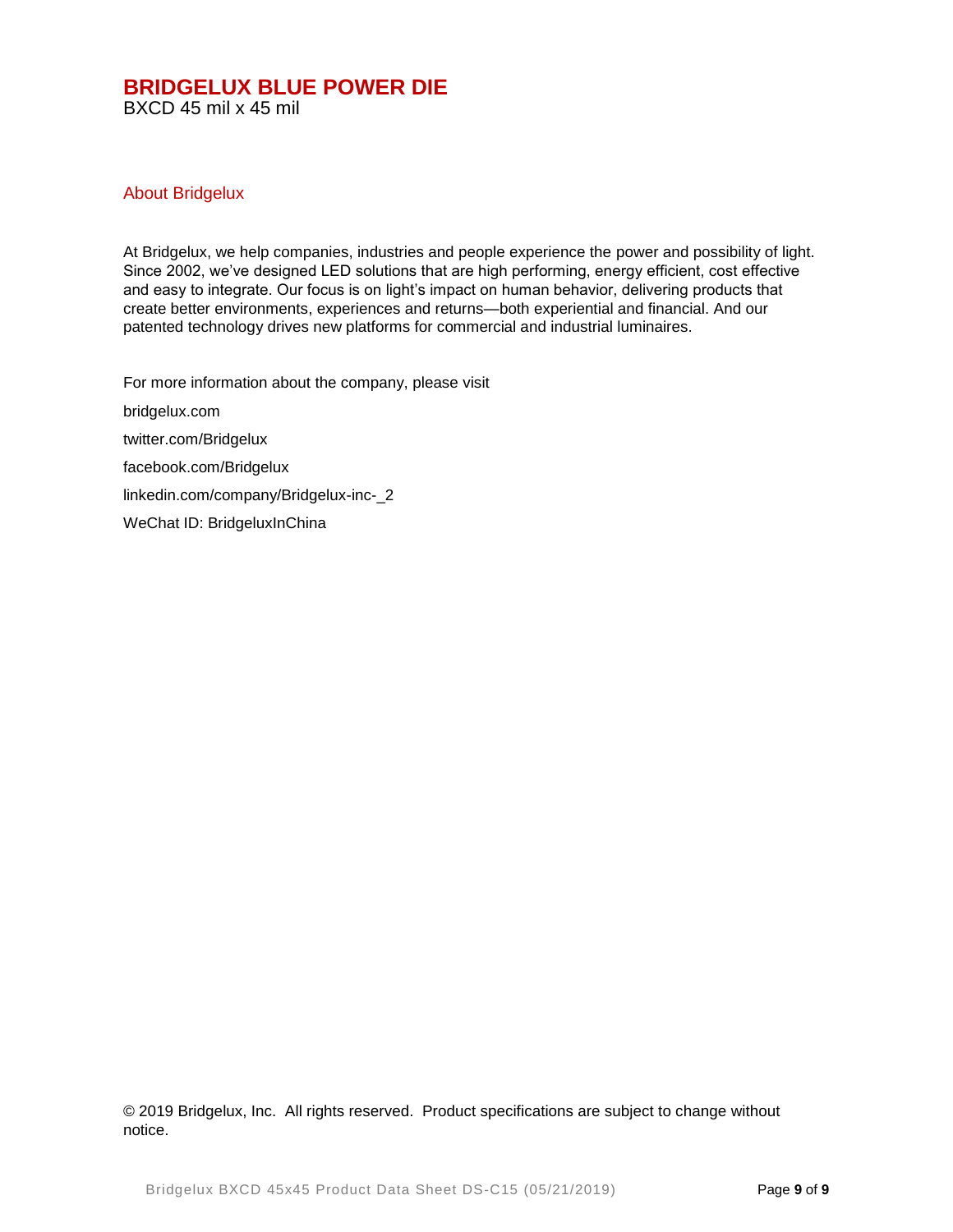## About Bridgelux

At Bridgelux, we help companies, industries and people experience the power and possibility of light. Since 2002, we've designed LED solutions that are high performing, energy efficient, cost effective and easy to integrate. Our focus is on light's impact on human behavior, delivering products that create better environments, experiences and returns—both experiential and financial. And our patented technology drives new platforms for commercial and industrial luminaires.

For more information about the company, please visit

bridgelux.com

twitter.com/Bridgelux

facebook.com/Bridgelux

linkedin.com/company/Bridgelux-inc-_2

WeChat ID: BridgeluxInChina

© 2019 Bridgelux, Inc. All rights reserved. Product specifications are subject to change without notice.